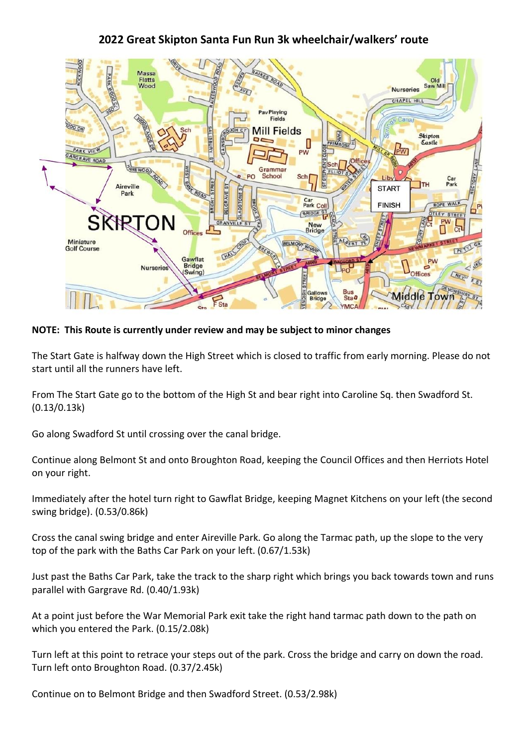# 2022 Great Skipton Santa Fun Run 3k wheelchair/walkers' route

**NOTE: This Route is currently under review and may be subject to minor changes**

The Start Gate is halfway down the High Street which is closed to traffic from early morning. Please do not start until all the runners have left.

From The Start Gate go to the bottom of the High St and bear right into Caroline Sq. then Swadford St. (0.13/0.13k)

Go along Swadford St until crossing over the canal bridge.

Continue along Belmont St and onto Broughton Road, keeping the Council Offices and then Herriots Hotel on your right.

Immediately after the hotel turn right to Gawflat Bridge, keeping Magnet Kitchens on your left (the second swing bridge). (0.53/0.86k)

Cross the canal swing bridge and enter Aireville Park. Go along the Tarmac path, up the slope to the very top of the park with the Baths Car Park on your left. (0.67/1.53k)

Just past the Baths Car Park, take the track to the sharp right which brings you back towards town and runs parallel with Gargrave Rd. (0.40/1.93k)

At a point just before the War Memorial Park exit take the right hand tarmac path down to the path on which you entered the Park. (0.15/2.08k)

Turn left at this point to retrace your steps out of the park. Cross the bridge and carry on down the road. Turn left onto Broughton Road. (0.37/2.45k)

Continue on to Belmont Bridge and then Swadford Street. (0.53/2.98k)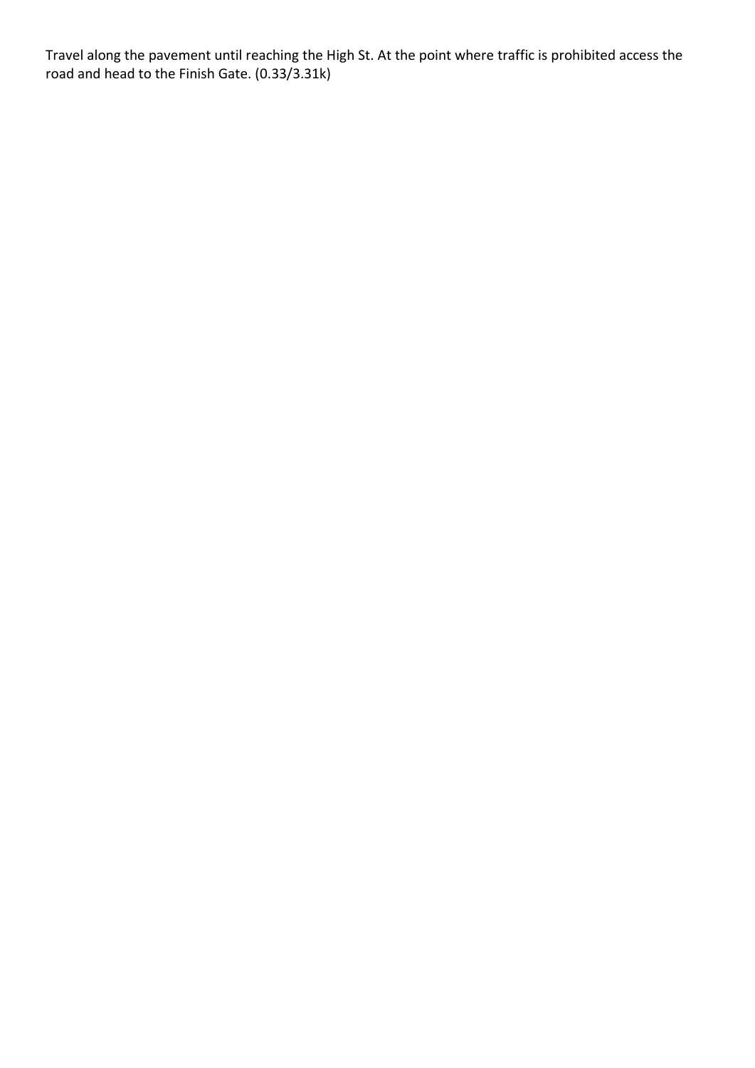Travel along the pavement until reaching the High St. At the point where traffic is prohibited access the road and head to the Finish Gate. (0.33/3.31k)